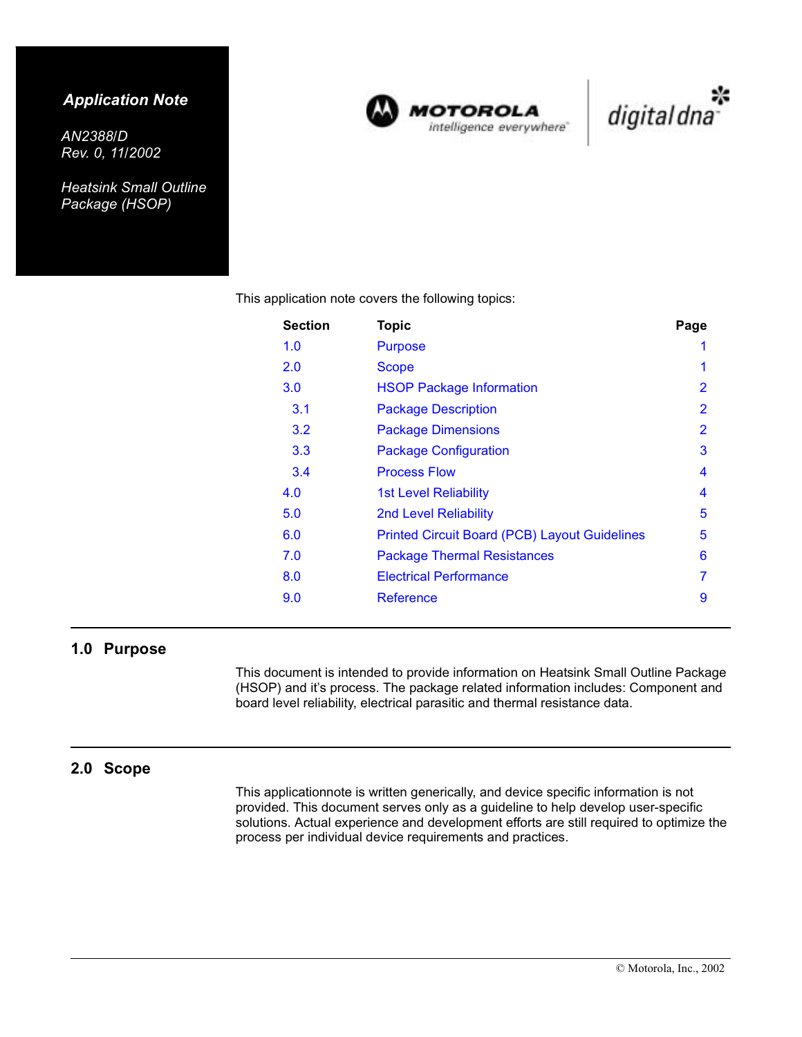**Application Note**

*AN2388/D*
*Rev. 0, 11/2002*

*Heatsink Small Outline Package (HSOP)*

MOTOROLA
intelligence everywhere

digital dna

This application note covers the following topics:

| Section | Topic | Page |
|---|---|---|
| 1.0 | Purpose | 1 |
| 2.0 | Scope | 1 |
| 3.0 | HSOP Package Information | 2 |
| 3.1 | Package Description | 2 |
| 3.2 | Package Dimensions | 2 |
| 3.3 | Package Configuration | 3 |
| 3.4 | Process Flow | 4 |
| 4.0 | 1st Level Reliability | 4 |
| 5.0 | 2nd Level Reliability | 5 |
| 6.0 | Printed Circuit Board (PCB) Layout Guidelines | 5 |
| 7.0 | Package Thermal Resistances | 6 |
| 8.0 | Electrical Performance | 7 |
| 9.0 | Reference | 9 |

## 1.0 Purpose

This document is intended to provide information on Heatsink Small Outline Package (HSOP) and it's process. The package related information includes: Component and board level reliability, electrical parasitic and thermal resistance data.

## 2.0 Scope

This applicationnote is written generically, and device specific information is not provided. This document serves only as a guideline to help develop user-specific solutions. Actual experience and development efforts are still required to optimize the process per individual device requirements and practices.

© Motorola, Inc., 2002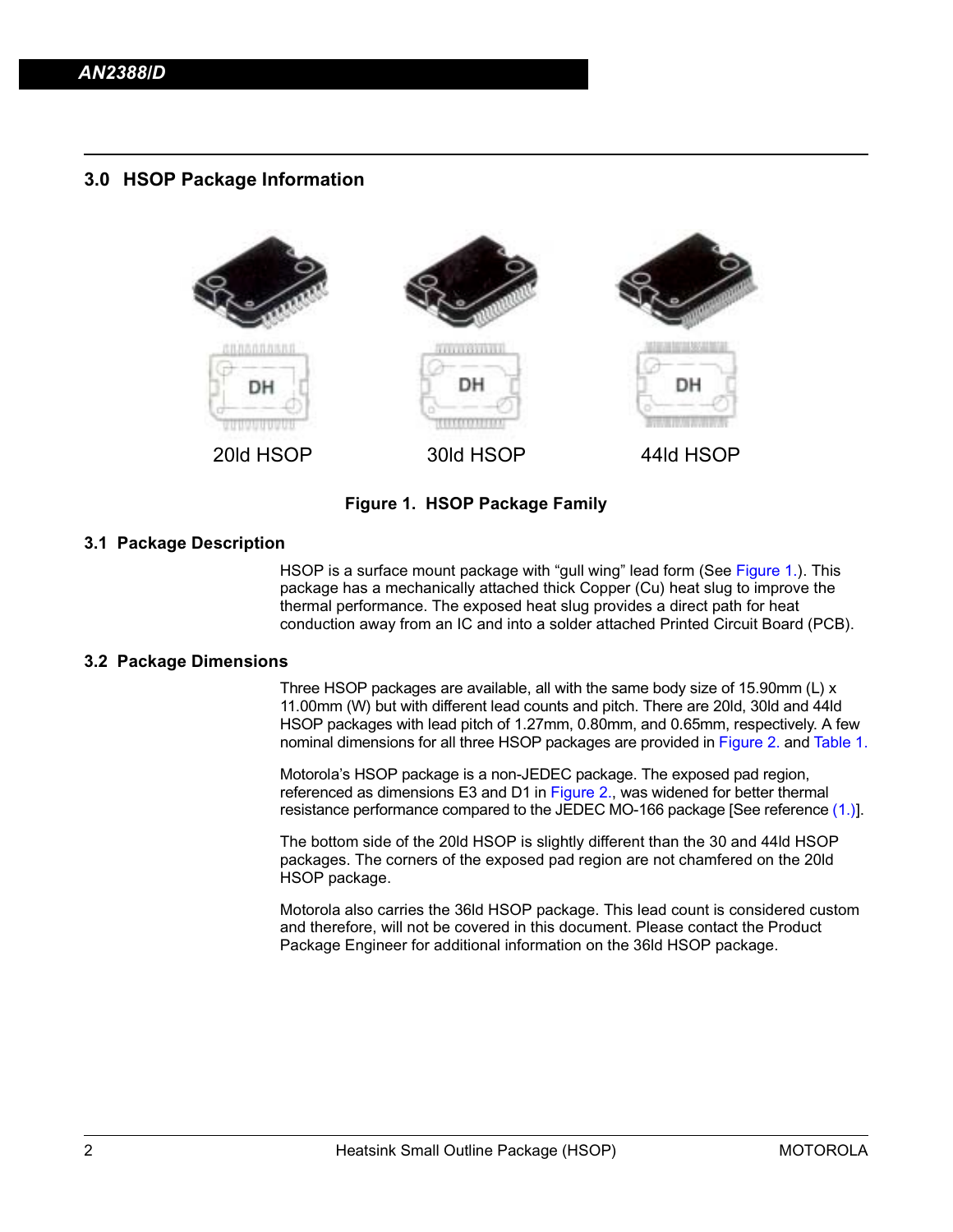## 3.0 HSOP Package Information

20ld HSOP    30ld HSOP    44ld HSOP

**Figure 1. HSOP Package Family**

### 3.1 Package Description

HSOP is a surface mount package with “gull wing” lead form (See Figure 1.). This package has a mechanically attached thick Copper (Cu) heat slug to improve the thermal performance. The exposed heat slug provides a direct path for heat conduction away from an IC and into a solder attached Printed Circuit Board (PCB).

### 3.2 Package Dimensions

Three HSOP packages are available, all with the same body size of 15.90mm (L) x 11.00mm (W) but with different lead counts and pitch. There are 20ld, 30ld and 44ld HSOP packages with lead pitch of 1.27mm, 0.80mm, and 0.65mm, respectively. A few nominal dimensions for all three HSOP packages are provided in Figure 2. and Table 1.

Motorola’s HSOP package is a non-JEDEC package. The exposed pad region, referenced as dimensions E3 and D1 in Figure 2., was widened for better thermal resistance performance compared to the JEDEC MO-166 package [See reference (1.)].

The bottom side of the 20ld HSOP is slightly different than the 30 and 44ld HSOP packages. The corners of the exposed pad region are not chamfered on the 20ld HSOP package.

Motorola also carries the 36ld HSOP package. This lead count is considered custom and therefore, will not be covered in this document. Please contact the Product Package Engineer for additional information on the 36ld HSOP package.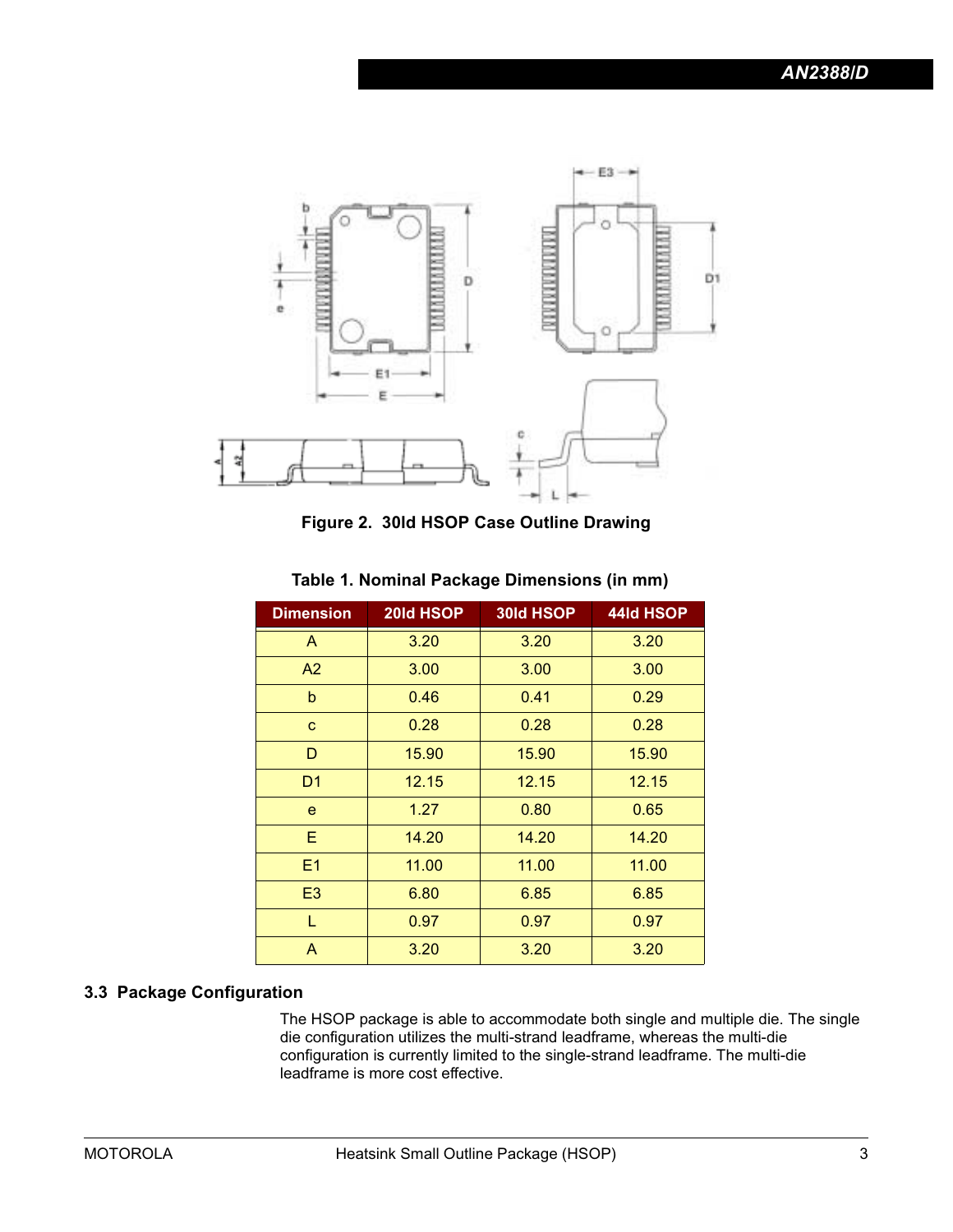Figure 2. 30ld HSOP Case Outline Drawing

**Table 1. Nominal Package Dimensions (in mm)**

| Dimension | 20ld HSOP | 30ld HSOP | 44ld HSOP |
|---|---|---|---|
| A | 3.20 | 3.20 | 3.20 |
| A2 | 3.00 | 3.00 | 3.00 |
| b | 0.46 | 0.41 | 0.29 |
| c | 0.28 | 0.28 | 0.28 |
| D | 15.90 | 15.90 | 15.90 |
| D1 | 12.15 | 12.15 | 12.15 |
| e | 1.27 | 0.80 | 0.65 |
| E | 14.20 | 14.20 | 14.20 |
| E1 | 11.00 | 11.00 | 11.00 |
| E3 | 6.80 | 6.85 | 6.85 |
| L | 0.97 | 0.97 | 0.97 |
| A | 3.20 | 3.20 | 3.20 |

### 3.3 Package Configuration

The HSOP package is able to accommodate both single and multiple die. The single die configuration utilizes the multi-strand leadframe, whereas the multi-die configuration is currently limited to the single-strand leadframe. The multi-die leadframe is more cost effective.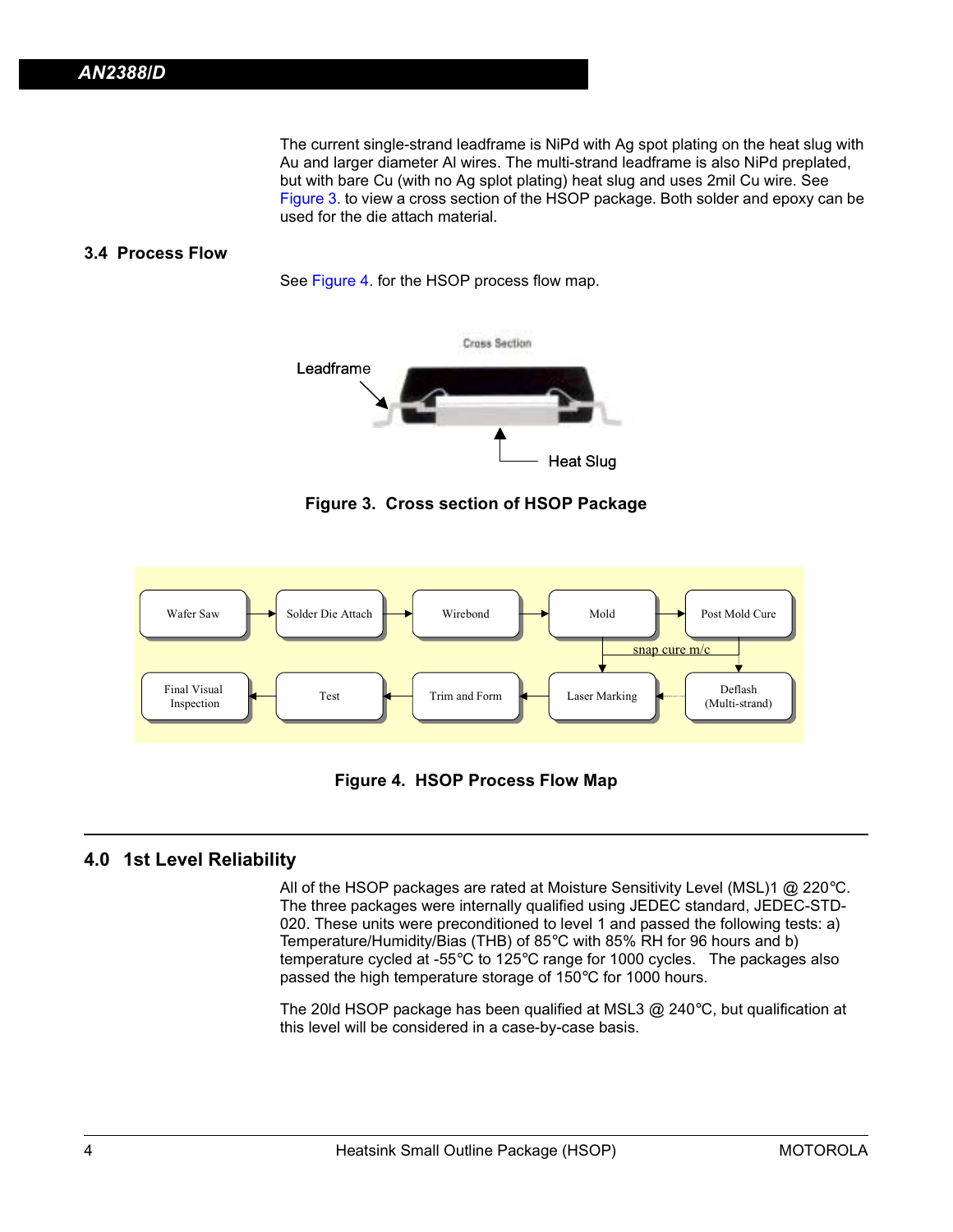The current single-strand leadframe is NiPd with Ag spot plating on the heat slug with Au and larger diameter Al wires. The multi-strand leadframe is also NiPd preplated, but with bare Cu (with no Ag splot plating) heat slug and uses 2mil Cu wire. See Figure 3. to view a cross section of the HSOP package. Both solder and epoxy can be used for the die attach material.

### 3.4 Process Flow

See Figure 4. for the HSOP process flow map.

Figure 3. Cross section of HSOP Package

Figure 4. HSOP Process Flow Map

## 4.0 1st Level Reliability

All of the HSOP packages are rated at Moisture Sensitivity Level (MSL)1 @ 220°C. The three packages were internally qualified using JEDEC standard, JEDEC-STD-020. These units were preconditioned to level 1 and passed the following tests: a) Temperature/Humidity/Bias (THB) of 85°C with 85% RH for 96 hours and b) temperature cycled at -55°C to 125°C range for 1000 cycles. The packages also passed the high temperature storage of 150°C for 1000 hours.

The 20ld HSOP package has been qualified at MSL3 @ 240°C, but qualification at this level will be considered in a case-by-case basis.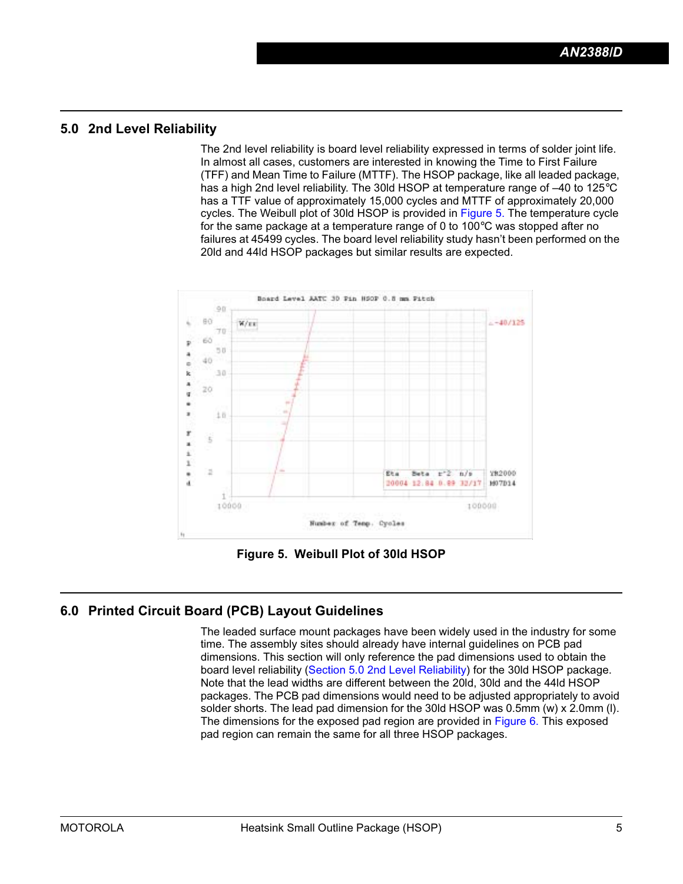## 5.0 2nd Level Reliability

The 2nd level reliability is board level reliability expressed in terms of solder joint life. In almost all cases, customers are interested in knowing the Time to First Failure (TFF) and Mean Time to Failure (MTTF). The HSOP package, like all leaded package, has a high 2nd level reliability. The 30ld HSOP at temperature range of –40 to 125°C has a TTF value of approximately 15,000 cycles and MTTF of approximately 20,000 cycles. The Weibull plot of 30ld HSOP is provided in Figure 5. The temperature cycle for the same package at a temperature range of 0 to 100°C was stopped after no failures at 45499 cycles. The board level reliability study hasn't been performed on the 20ld and 44ld HSOP packages but similar results are expected.

**Figure 5. Weibull Plot of 30ld HSOP**

## 6.0 Printed Circuit Board (PCB) Layout Guidelines

The leaded surface mount packages have been widely used in the industry for some time. The assembly sites should already have internal guidelines on PCB pad dimensions. This section will only reference the pad dimensions used to obtain the board level reliability (Section 5.0 2nd Level Reliability) for the 30ld HSOP package. Note that the lead widths are different between the 20ld, 30ld and the 44ld HSOP packages. The PCB pad dimensions would need to be adjusted appropriately to avoid solder shorts. The lead pad dimension for the 30ld HSOP was 0.5mm (w) x 2.0mm (l). The dimensions for the exposed pad region are provided in Figure 6. This exposed pad region can remain the same for all three HSOP packages.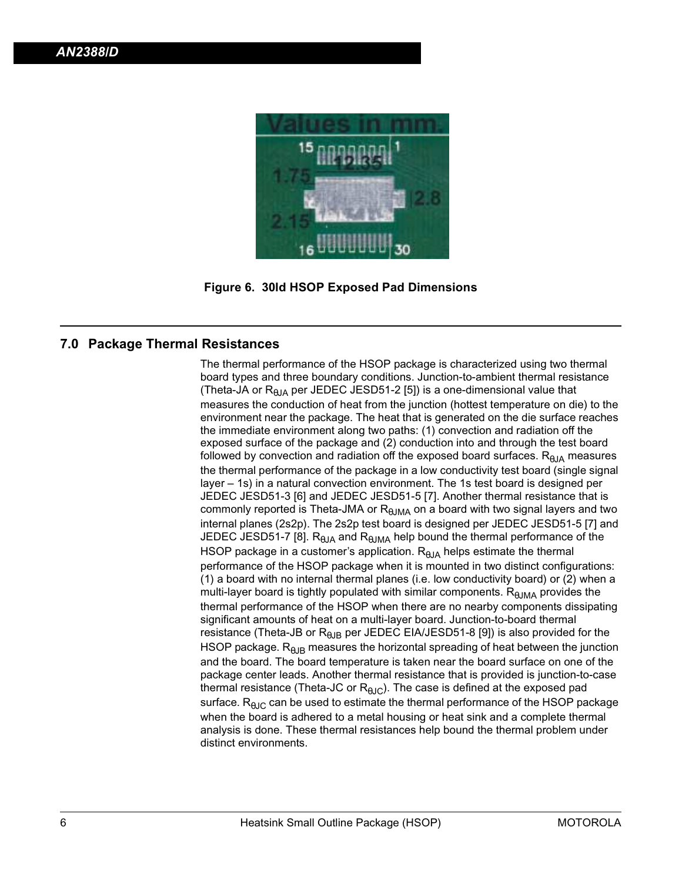Figure 6. 30ld HSOP Exposed Pad Dimensions

## 7.0 Package Thermal Resistances

The thermal performance of the HSOP package is characterized using two thermal board types and three boundary conditions. Junction-to-ambient thermal resistance (Theta-JA or $R_{\theta JA}$ per JEDEC JESD51-2 [5]) is a one-dimensional value that measures the conduction of heat from the junction (hottest temperature on die) to the environment near the package. The heat that is generated on the die surface reaches the immediate environment along two paths: (1) convection and radiation off the exposed surface of the package and (2) conduction into and through the test board followed by convection and radiation off the exposed board surfaces. $R_{\theta JA}$ measures the thermal performance of the package in a low conductivity test board (single signal layer – 1s) in a natural convection environment. The 1s test board is designed per JEDEC JESD51-3 [6] and JEDEC JESD51-5 [7]. Another thermal resistance that is commonly reported is Theta-JMA or $R_{\theta JMA}$ on a board with two signal layers and two internal planes (2s2p). The 2s2p test board is designed per JEDEC JESD51-5 [7] and JEDEC JESD51-7 [8]. $R_{\theta JA}$ and $R_{\theta JMA}$ help bound the thermal performance of the HSOP package in a customer's application. $R_{\theta JA}$ helps estimate the thermal performance of the HSOP package when it is mounted in two distinct configurations: (1) a board with no internal thermal planes (i.e. low conductivity board) or (2) when a multi-layer board is tightly populated with similar components. $R_{\theta JMA}$ provides the thermal performance of the HSOP when there are no nearby components dissipating significant amounts of heat on a multi-layer board. Junction-to-board thermal resistance (Theta-JB or $R_{\theta JB}$ per JEDEC EIA/JESD51-8 [9]) is also provided for the HSOP package. $R_{\theta JB}$ measures the horizontal spreading of heat between the junction and the board. The board temperature is taken near the board surface on one of the package center leads. Another thermal resistance that is provided is junction-to-case thermal resistance (Theta-JC or $R_{\theta JC}$). The case is defined at the exposed pad surface. $R_{\theta JC}$ can be used to estimate the thermal performance of the HSOP package when the board is adhered to a metal housing or heat sink and a complete thermal analysis is done. These thermal resistances help bound the thermal problem under distinct environments.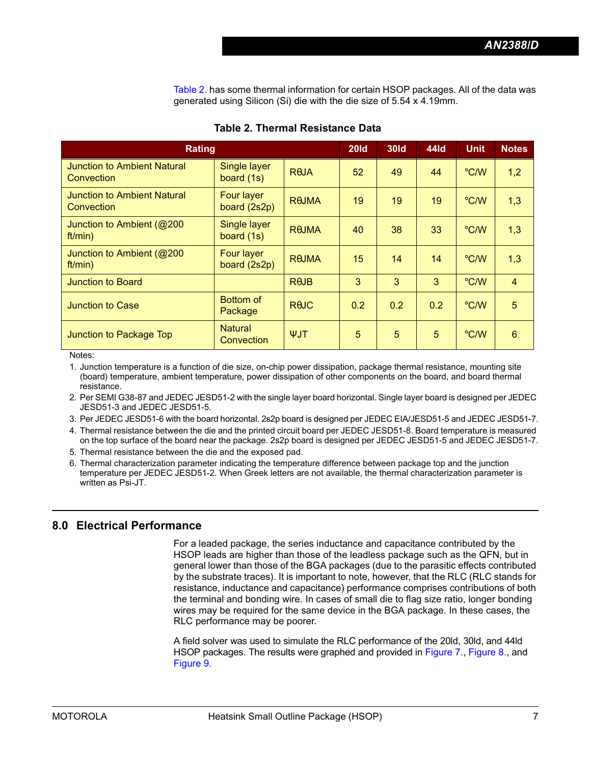Table 2. has some thermal information for certain HSOP packages. All of the data was generated using Silicon (Si) die with the die size of 5.54 x 4.19mm.

**Table 2. Thermal Resistance Data**

| Rating | | | 20ld | 30ld | 44ld | Unit | Notes |
|---|---|---|---|---|---|---|---|
| Junction to Ambient Natural Convection | Single layer board (1s) | RθJA | 52 | 49 | 44 | °C/W | 1,2 |
| Junction to Ambient Natural Convection | Four layer board (2s2p) | RθJMA | 19 | 19 | 19 | °C/W | 1,3 |
| Junction to Ambient (@200 ft/min) | Single layer board (1s) | RθJMA | 40 | 38 | 33 | °C/W | 1,3 |
| Junction to Ambient (@200 ft/min) | Four layer board (2s2p) | RθJMA | 15 | 14 | 14 | °C/W | 1,3 |
| Junction to Board | | RθJB | 3 | 3 | 3 | °C/W | 4 |
| Junction to Case | Bottom of Package | RθJC | 0.2 | 0.2 | 0.2 | °C/W | 5 |
| Junction to Package Top | Natural Convection | ΨJT | 5 | 5 | 5 | °C/W | 6 |

Notes:

1. Junction temperature is a function of die size, on-chip power dissipation, package thermal resistance, mounting site (board) temperature, ambient temperature, power dissipation of other components on the board, and board thermal resistance.
2. Per SEMI G38-87 and JEDEC JESD51-2 with the single layer board horizontal. Single layer board is designed per JEDEC JESD51-3 and JEDEC JESD51-5.
3. Per JEDEC JESD51-6 with the board horizontal. 2s2p board is designed per JEDEC EIA/JESD51-5 and JEDEC JESD51-7.
4. Thermal resistance between the die and the printed circuit board per JEDEC JESD51-8. Board temperature is measured on the top surface of the board near the package. 2s2p board is designed per JEDEC JESD51-5 and JEDEC JESD51-7.
5. Thermal resistance between the die and the exposed pad.
6. Thermal characterization parameter indicating the temperature difference between package top and the junction temperature per JEDEC JESD51-2. When Greek letters are not available, the thermal characterization parameter is written as Psi-JT.

## 8.0 Electrical Performance

For a leaded package, the series inductance and capacitance contributed by the HSOP leads are higher than those of the leadless package such as the QFN, but in general lower than those of the BGA packages (due to the parasitic effects contributed by the substrate traces). It is important to note, however, that the RLC (RLC stands for resistance, inductance and capacitance) performance comprises contributions of both the terminal and bonding wire. In cases of small die to flag size ratio, longer bonding wires may be required for the same device in the BGA package. In these cases, the RLC performance may be poorer.

A field solver was used to simulate the RLC performance of the 20ld, 30ld, and 44ld HSOP packages. The results were graphed and provided in Figure 7., Figure 8., and Figure 9.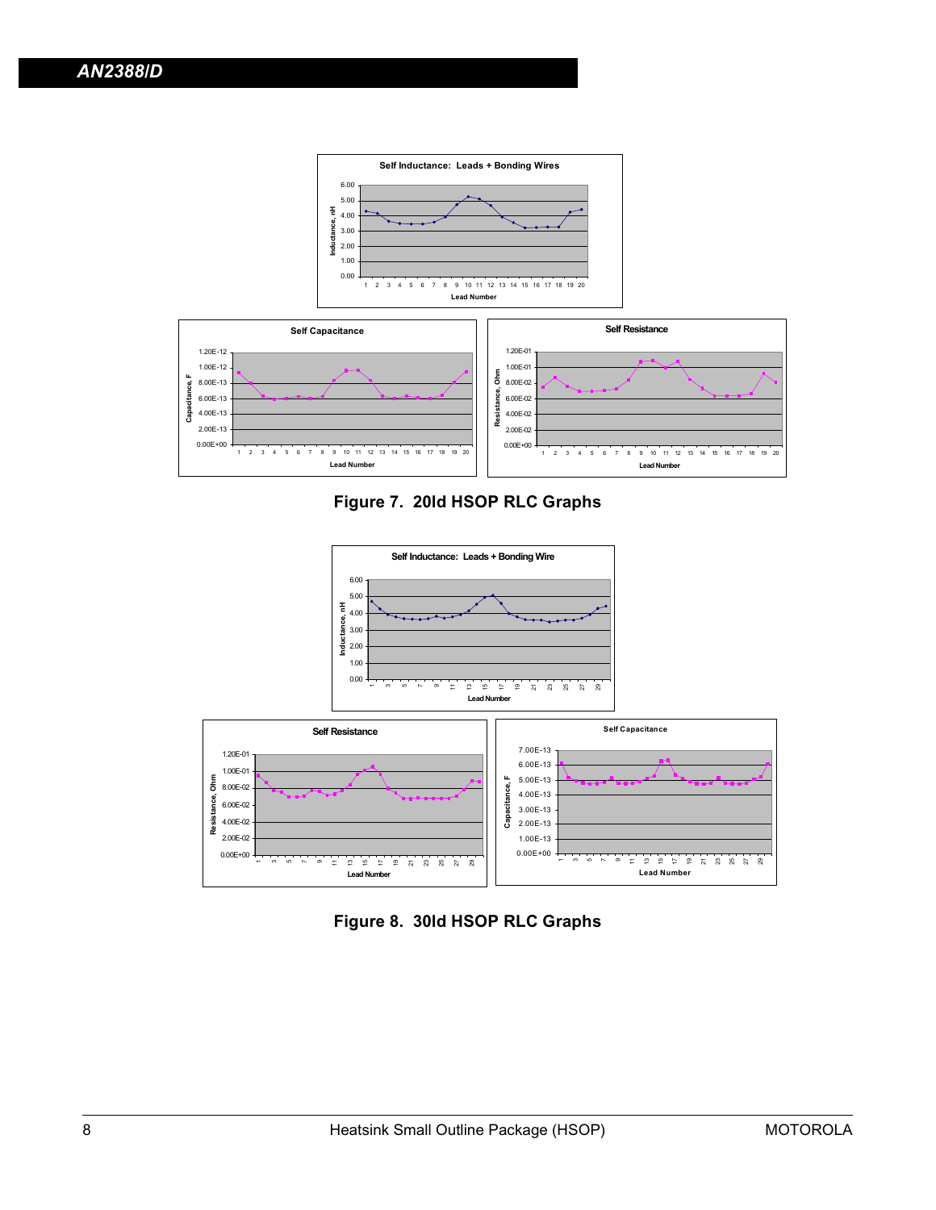Figure 7. 20ld HSOP RLC Graphs

Figure 8. 30ld HSOP RLC Graphs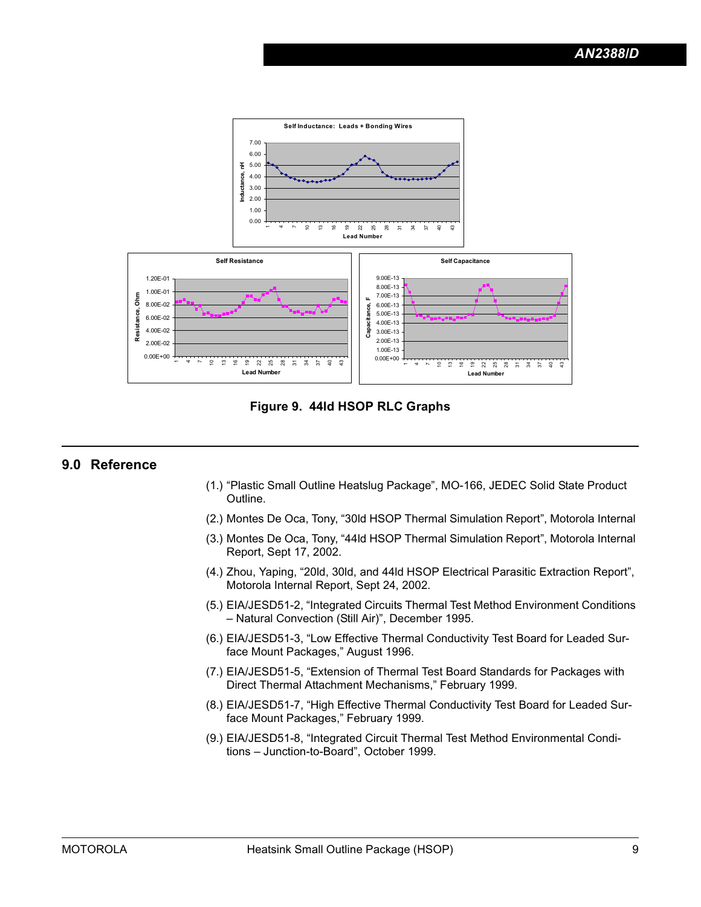Figure 9. 44ld HSOP RLC Graphs

## 9.0 Reference

(1.) “Plastic Small Outline Heatslug Package”, MO-166, JEDEC Solid State Product Outline.

(2.) Montes De Oca, Tony, “30ld HSOP Thermal Simulation Report”, Motorola Internal

(3.) Montes De Oca, Tony, “44ld HSOP Thermal Simulation Report”, Motorola Internal Report, Sept 17, 2002.

(4.) Zhou, Yaping, “20ld, 30ld, and 44ld HSOP Electrical Parasitic Extraction Report”, Motorola Internal Report, Sept 24, 2002.

(5.) EIA/JESD51-2, “Integrated Circuits Thermal Test Method Environment Conditions – Natural Convection (Still Air)”, December 1995.

(6.) EIA/JESD51-3, “Low Effective Thermal Conductivity Test Board for Leaded Surface Mount Packages,” August 1996.

(7.) EIA/JESD51-5, “Extension of Thermal Test Board Standards for Packages with Direct Thermal Attachment Mechanisms,” February 1999.

(8.) EIA/JESD51-7, “High Effective Thermal Conductivity Test Board for Leaded Surface Mount Packages,” February 1999.

(9.) EIA/JESD51-8, “Integrated Circuit Thermal Test Method Environmental Conditions – Junction-to-Board”, October 1999.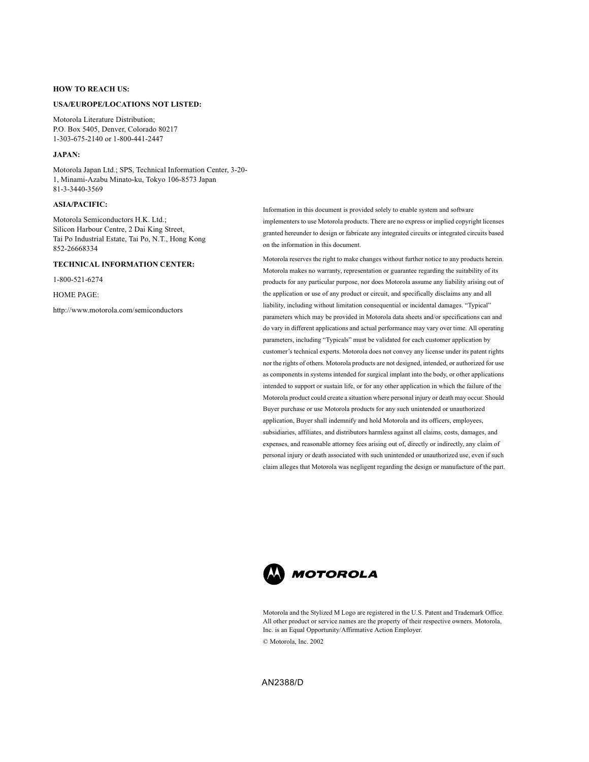**HOW TO REACH US:**

**USA/EUROPE/LOCATIONS NOT LISTED:**

Motorola Literature Distribution;
P.O. Box 5405, Denver, Colorado 80217
1-303-675-2140 or 1-800-441-2447

**JAPAN:**

Motorola Japan Ltd.; SPS, Technical Information Center, 3-20-1, Minami-Azabu Minato-ku, Tokyo 106-8573 Japan
81-3-3440-3569

**ASIA/PACIFIC:**

Motorola Semiconductors H.K. Ltd.;
Silicon Harbour Centre, 2 Dai King Street,
Tai Po Industrial Estate, Tai Po, N.T., Hong Kong
852-26668334

**TECHNICAL INFORMATION CENTER:**

1-800-521-6274

HOME PAGE:

http://www.motorola.com/semiconductors

Information in this document is provided solely to enable system and software implementers to use Motorola products. There are no express or implied copyright licenses granted hereunder to design or fabricate any integrated circuits or integrated circuits based on the information in this document.

Motorola reserves the right to make changes without further notice to any products herein. Motorola makes no warranty, representation or guarantee regarding the suitability of its products for any particular purpose, nor does Motorola assume any liability arising out of the application or use of any product or circuit, and specifically disclaims any and all liability, including without limitation consequential or incidental damages. “Typical” parameters which may be provided in Motorola data sheets and/or specifications can and do vary in different applications and actual performance may vary over time. All operating parameters, including “Typicals” must be validated for each customer application by customer’s technical experts. Motorola does not convey any license under its patent rights nor the rights of others. Motorola products are not designed, intended, or authorized for use as components in systems intended for surgical implant into the body, or other applications intended to support or sustain life, or for any other application in which the failure of the Motorola product could create a situation where personal injury or death may occur. Should Buyer purchase or use Motorola products for any such unintended or unauthorized application, Buyer shall indemnify and hold Motorola and its officers, employees, subsidiaries, affiliates, and distributors harmless against all claims, costs, damages, and expenses, and reasonable attorney fees arising out of, directly or indirectly, any claim of personal injury or death associated with such unintended or unauthorized use, even if such claim alleges that Motorola was negligent regarding the design or manufacture of the part.

MOTOROLA

Motorola and the Stylized M Logo are registered in the U.S. Patent and Trademark Office. All other product or service names are the property of their respective owners. Motorola, Inc. is an Equal Opportunity/Affirmative Action Employer.

© Motorola, Inc. 2002

AN2388/D